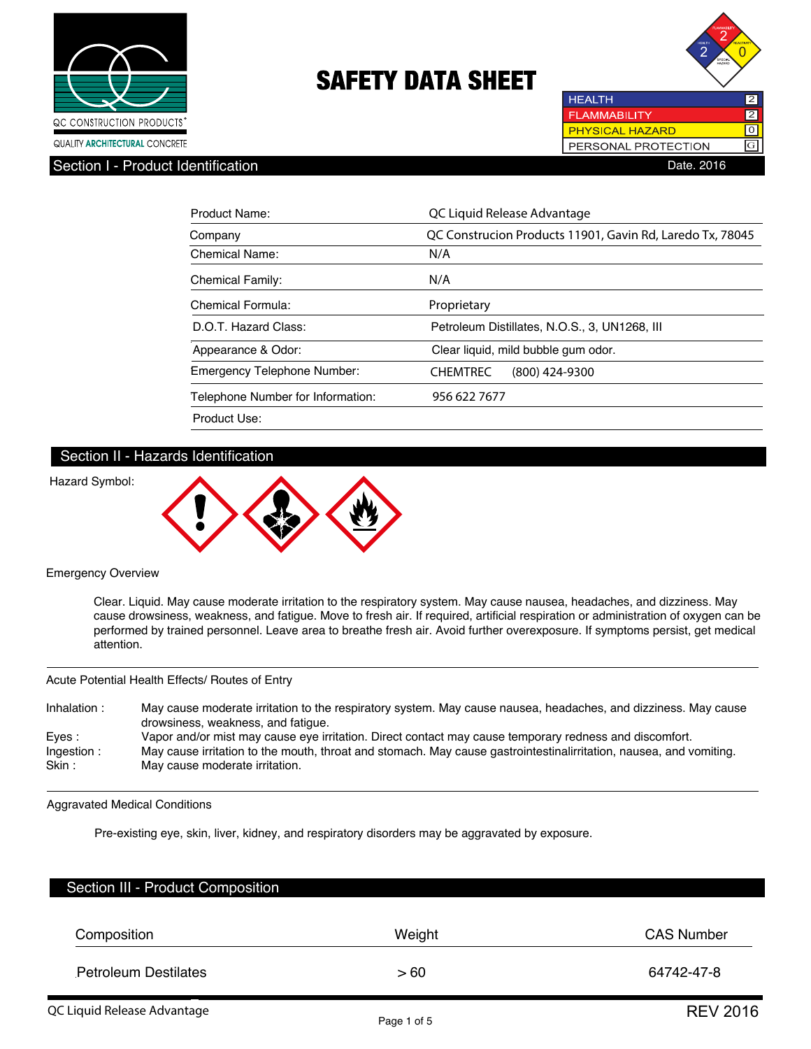QC CONSTRUCTION PRODUCTS®
QUALITY ARCHITECTURAL CONCRETE

# SAFETY DATA SHEET

| | |
|---|---|
| HEALTH | 2 |
| FLAMMABILITY | 2 |
| PHYSICAL HAZARD | 0 |
| PERSONAL PROTECTION | G |

## Section I - Product Identification

Date. 2016

| | |
|---|---|
| Product Name: | QC Liquid Release Advantage |
| Company | QC Construcion Products 11901, Gavin Rd, Laredo Tx, 78045 |
| Chemical Name: | N/A |
| Chemical Family: | N/A |
| Chemical Formula: | Proprietary |
| D.O.T. Hazard Class: | Petroleum Distillates, N.O.S., 3, UN1268, III |
| Appearance & Odor: | Clear liquid, mild bubble gum odor. |
| Emergency Telephone Number: | CHEMTREC (800) 424-9300 |
| Telephone Number for Information: | 956 622 7677 |
| Product Use: | |

## Section II - Hazards Identification

Hazard Symbol:

Emergency Overview

Clear. Liquid. May cause moderate irritation to the respiratory system. May cause nausea, headaches, and dizziness. May cause drowsiness, weakness, and fatigue. Move to fresh air. If required, artificial respiration or administration of oxygen can be performed by trained personnel. Leave area to breathe fresh air. Avoid further overexposure. If symptoms persist, get medical attention.

Acute Potential Health Effects/ Routes of Entry

| | |
|---|---|
| Inhalation : | May cause moderate irritation to the respiratory system. May cause nausea, headaches, and dizziness. May cause drowsiness, weakness, and fatigue. |
| Eyes : | Vapor and/or mist may cause eye irritation. Direct contact may cause temporary redness and discomfort. |
| Ingestion : | May cause irritation to the mouth, throat and stomach. May cause gastrointestinalirritation, nausea, and vomiting. |
| Skin : | May cause moderate irritation. |

Aggravated Medical Conditions

Pre-existing eye, skin, liver, kidney, and respiratory disorders may be aggravated by exposure.

## Section III - Product Composition

| Composition | Weight | CAS Number |
|---|---|---|
| Petroleum Destilates | > 60 | 64742-47-8 |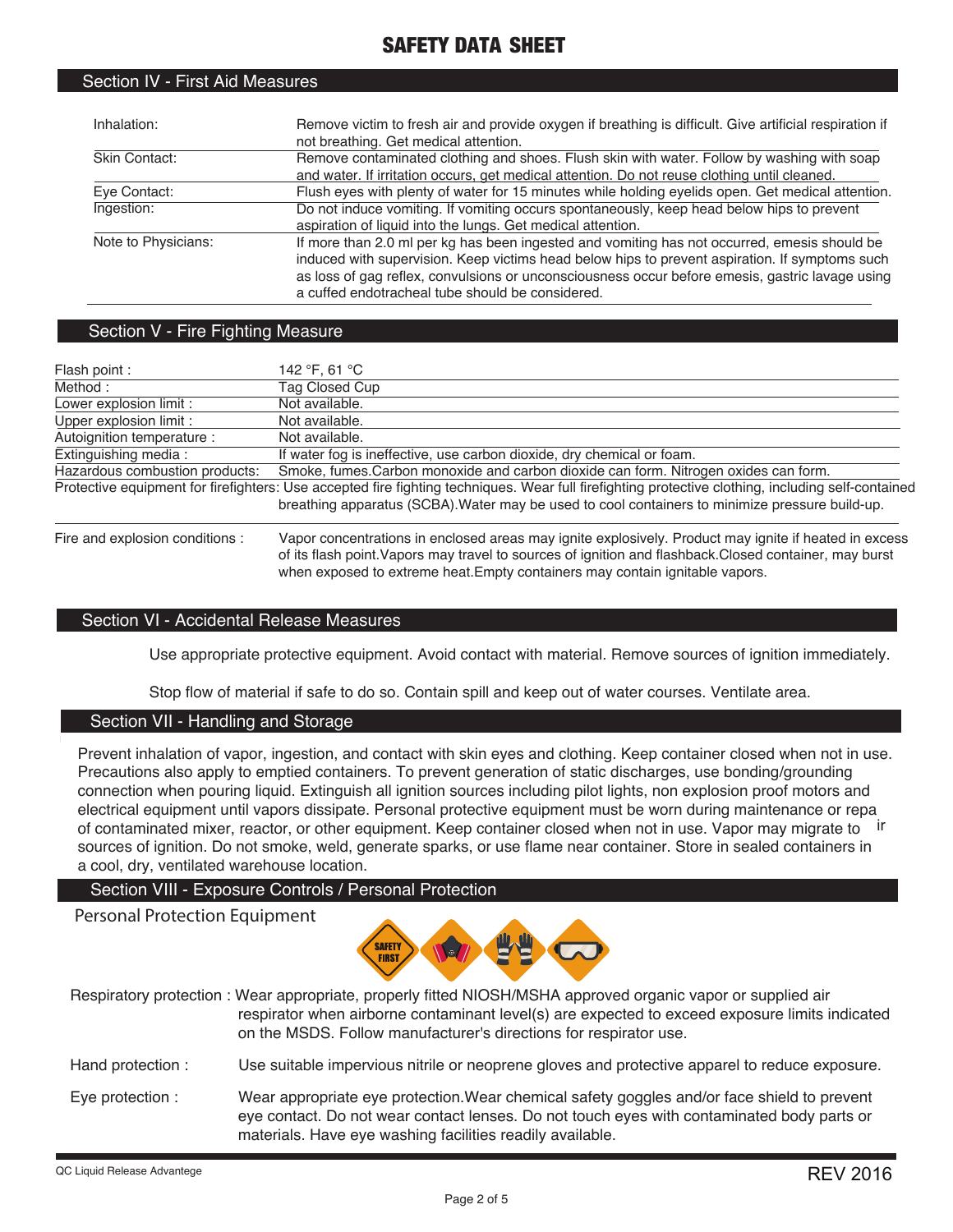# SAFETY DATA SHEET

## Section IV - First Aid Measures

| | |
|---|---|
| Inhalation: | Remove victim to fresh air and provide oxygen if breathing is difficult. Give artificial respiration if not breathing. Get medical attention. |
| Skin Contact: | Remove contaminated clothing and shoes. Flush skin with water. Follow by washing with soap and water. If irritation occurs, get medical attention. Do not reuse clothing until cleaned. |
| Eye Contact: | Flush eyes with plenty of water for 15 minutes while holding eyelids open. Get medical attention. |
| Ingestion: | Do not induce vomiting. If vomiting occurs spontaneously, keep head below hips to prevent aspiration of liquid into the lungs. Get medical attention. |
| Note to Physicians: | If more than 2.0 ml per kg has been ingested and vomiting has not occurred, emesis should be induced with supervision. Keep victims head below hips to prevent aspiration. If symptoms such as loss of gag reflex, convulsions or unconsciousness occur before emesis, gastric lavage using a cuffed endotracheal tube should be considered. |

## Section V - Fire Fighting Measure

| | |
|---|---|
| Flash point : | 142 °F, 61 °C |
| Method : | Tag Closed Cup |
| Lower explosion limit : | Not available. |
| Upper explosion limit : | Not available. |
| Autoignition temperature : | Not available. |
| Extinguishing media : | If water fog is ineffective, use carbon dioxide, dry chemical or foam. |
| Hazardous combustion products: | Smoke, fumes.Carbon monoxide and carbon dioxide can form. Nitrogen oxides can form. |
| Protective equipment for firefighters: | Use accepted fire fighting techniques. Wear full firefighting protective clothing, including self-contained breathing apparatus (SCBA).Water may be used to cool containers to minimize pressure build-up. |
| Fire and explosion conditions : | Vapor concentrations in enclosed areas may ignite explosively. Product may ignite if heated in excess of its flash point.Vapors may travel to sources of ignition and flashback.Closed container, may burst when exposed to extreme heat.Empty containers may contain ignitable vapors. |

## Section VI - Accidental Release Measures

Use appropriate protective equipment. Avoid contact with material. Remove sources of ignition immediately.

Stop flow of material if safe to do so. Contain spill and keep out of water courses. Ventilate area.

## Section VII - Handling and Storage

Prevent inhalation of vapor, ingestion, and contact with skin eyes and clothing. Keep container closed when not in use. Precautions also apply to emptied containers. To prevent generation of static discharges, use bonding/grounding connection when pouring liquid. Extinguish all ignition sources including pilot lights, non explosion proof motors and electrical equipment until vapors dissipate. Personal protective equipment must be worn during maintenance or repa ir of contaminated mixer, reactor, or other equipment. Keep container closed when not in use. Vapor may migrate to sources of ignition. Do not smoke, weld, generate sparks, or use flame near container. Store in sealed containers in a cool, dry, ventilated warehouse location.

## Section VIII - Exposure Controls / Personal Protection

### Personal Protection Equipment

| | |
|---|---|
| Respiratory protection : | Wear appropriate, properly fitted NIOSH/MSHA approved organic vapor or supplied air respirator when airborne contaminant level(s) are expected to exceed exposure limits indicated on the MSDS. Follow manufacturer's directions for respirator use. |
| Hand protection : | Use suitable impervious nitrile or neoprene gloves and protective apparel to reduce exposure. |
| Eye protection : | Wear appropriate eye protection.Wear chemical safety goggles and/or face shield to prevent eye contact. Do not wear contact lenses. Do not touch eyes with contaminated body parts or materials. Have eye washing facilities readily available. |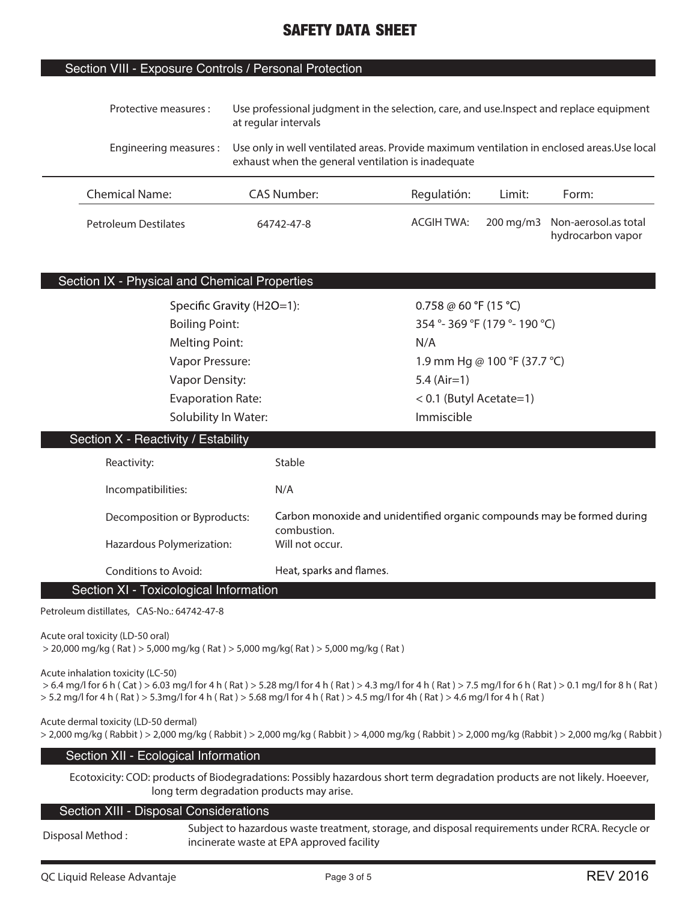# SAFETY DATA SHEET

## Section VIII - Exposure Controls / Personal Protection

Protective measures : Use professional judgment in the selection, care, and use.Inspect and replace equipment at regular intervals

Engineering measures : Use only in well ventilated areas. Provide maximum ventilation in enclosed areas.Use local exhaust when the general ventilation is inadequate

| Chemical Name: | CAS Number: | Regulatión: | Limit: | Form: |
|---|---|---|---|---|
| Petroleum Destilates | 64742-47-8 | ACGIH TWA: | 200 mg/m3 | Non-aerosol.as total hydrocarbon vapor |

## Section IX - Physical and Chemical Properties

| | |
|---|---|
| Specific Gravity (H2O=1): | 0.758 @ 60 °F (15 °C) |
| Boiling Point: | 354 °- 369 °F (179 °- 190 °C) |
| Melting Point: | N/A |
| Vapor Pressure: | 1.9 mm Hg @ 100 °F (37.7 °C) |
| Vapor Density: | 5.4 (Air=1) |
| Evaporation Rate: | < 0.1 (Butyl Acetate=1) |
| Solubility In Water: | Immiscible |

## Section X - Reactivity / Estability

| | |
|---|---|
| Reactivity: | Stable |
| Incompatibilities: | N/A |
| Decomposition or Byproducts: | Carbon monoxide and unidentified organic compounds may be formed during combustion. |
| Hazardous Polymerization: | Will not occur. |
| Conditions to Avoid: | Heat, sparks and flames. |

## Section XI - Toxicological Information

Petroleum distillates, CAS-No.: 64742-47-8

Acute oral toxicity (LD-50 oral)
> 20,000 mg/kg ( Rat ) > 5,000 mg/kg ( Rat ) > 5,000 mg/kg( Rat ) > 5,000 mg/kg ( Rat )

Acute inhalation toxicity (LC-50)
> 6.4 mg/l for 6 h ( Cat ) > 6.03 mg/l for 4 h ( Rat ) > 5.28 mg/l for 4 h ( Rat ) > 4.3 mg/l for 4 h ( Rat ) > 7.5 mg/l for 6 h ( Rat ) > 0.1 mg/l for 8 h ( Rat ) > 5.2 mg/l for 4 h ( Rat ) > 5.3mg/l for 4 h ( Rat ) > 5.68 mg/l for 4 h ( Rat ) > 4.5 mg/l for 4h ( Rat ) > 4.6 mg/l for 4 h ( Rat )

Acute dermal toxicity (LD-50 dermal)
> 2,000 mg/kg ( Rabbit ) > 2,000 mg/kg ( Rabbit ) > 2,000 mg/kg ( Rabbit ) > 4,000 mg/kg ( Rabbit ) > 2,000 mg/kg (Rabbit ) > 2,000 mg/kg ( Rabbit )

## Section XII - Ecological Information

Ecotoxicity: COD: products of Biodegradations: Possibly hazardous short term degradation products are not likely. Hoeever, long term degradation products may arise.

## Section XIII - Disposal Considerations

Disposal Method : Subject to hazardous waste treatment, storage, and disposal requirements under RCRA. Recycle or incinerate waste at EPA approved facility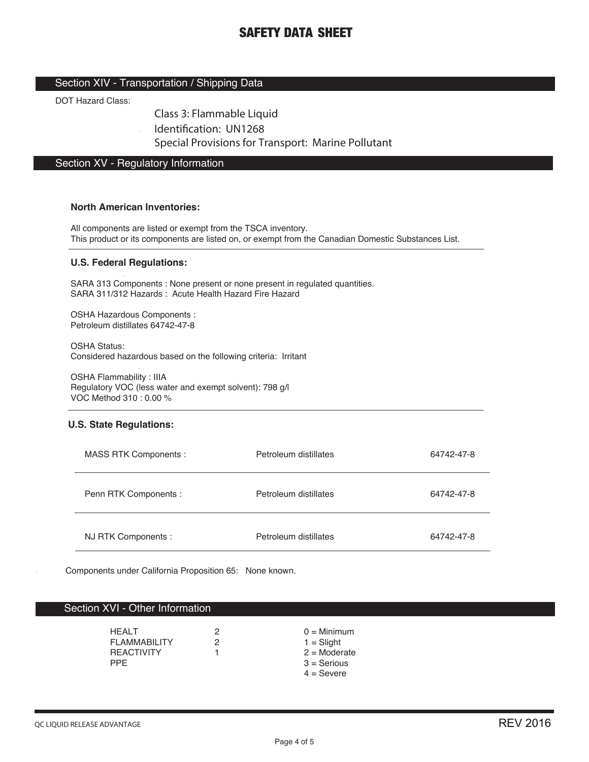# SAFETY DATA SHEET

## Section XIV - Transportation / Shipping Data

DOT Hazard Class:

Class 3: Flammable Liquid
Identification: UN1268
Special Provisions for Transport: Marine Pollutant

## Section XV - Regulatory Information

**North American Inventories:**

All components are listed or exempt from the TSCA inventory.
This product or its components are listed on, or exempt from the Canadian Domestic Substances List.

**U.S. Federal Regulations:**

SARA 313 Components : None present or none present in regulated quantities.
SARA 311/312 Hazards : Acute Health Hazard Fire Hazard

OSHA Hazardous Components :
Petroleum distillates 64742-47-8

OSHA Status:
Considered hazardous based on the following criteria: Irritant

OSHA Flammability : IIIA
Regulatory VOC (less water and exempt solvent): 798 g/l
VOC Method 310 : 0.00 %

**U.S. State Regulations:**

| | | |
|---|---|---|
| MASS RTK Components : | Petroleum distillates | 64742-47-8 |
| Penn RTK Components : | Petroleum distillates | 64742-47-8 |
| NJ RTK Components : | Petroleum distillates | 64742-47-8 |

Components under California Proposition 65: None known.

## Section XVI - Other Information

| | | |
|---|---|---|
| HEALT | 2 | 0 = Minimum |
| FLAMMABILITY | 2 | 1 = Slight |
| REACTIVITY | 1 | 2 = Moderate |
| PPE | | 3 = Serious |
| | | 4 = Severe |

QC LIQUID RELEASE ADVANTAGE REV 2016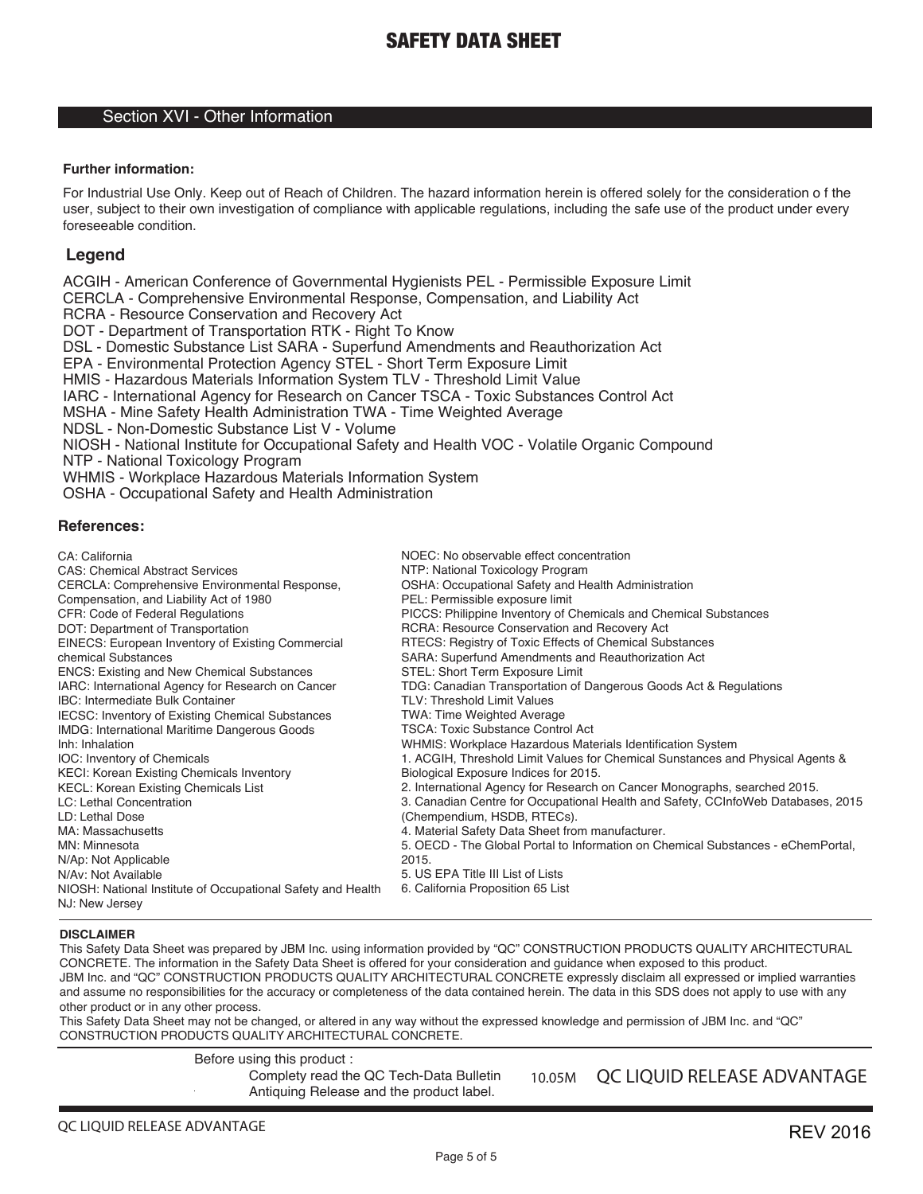# SAFETY DATA SHEET

## Section XVI - Other Information

**Further information:**

For Industrial Use Only. Keep out of Reach of Children. The hazard information herein is offered solely for the consideration o f the user, subject to their own investigation of compliance with applicable regulations, including the safe use of the product under every foreseeable condition.

### Legend

ACGIH - American Conference of Governmental Hygienists PEL - Permissible Exposure Limit
CERCLA - Comprehensive Environmental Response, Compensation, and Liability Act
RCRA - Resource Conservation and Recovery Act
DOT - Department of Transportation RTK - Right To Know
DSL - Domestic Substance List SARA - Superfund Amendments and Reauthorization Act
EPA - Environmental Protection Agency STEL - Short Term Exposure Limit
HMIS - Hazardous Materials Information System TLV - Threshold Limit Value
IARC - International Agency for Research on Cancer TSCA - Toxic Substances Control Act
MSHA - Mine Safety Health Administration TWA - Time Weighted Average
NDSL - Non-Domestic Substance List V - Volume
NIOSH - National Institute for Occupational Safety and Health VOC - Volatile Organic Compound
NTP - National Toxicology Program
WHMIS - Workplace Hazardous Materials Information System
OSHA - Occupational Safety and Health Administration

**References:**

CA: California
CAS: Chemical Abstract Services
CERCLA: Comprehensive Environmental Response, Compensation, and Liability Act of 1980
CFR: Code of Federal Regulations
DOT: Department of Transportation
EINECS: European Inventory of Existing Commercial chemical Substances
ENCS: Existing and New Chemical Substances
IARC: International Agency for Research on Cancer
IBC: Intermediate Bulk Container
IECSC: Inventory of Existing Chemical Substances
IMDG: International Maritime Dangerous Goods
Inh: Inhalation
IOC: Inventory of Chemicals
KECI: Korean Existing Chemicals Inventory
KECL: Korean Existing Chemicals List
LC: Lethal Concentration
LD: Lethal Dose
MA: Massachusetts
MN: Minnesota
N/Ap: Not Applicable
N/Av: Not Available
NIOSH: National Institute of Occupational Safety and Health
NJ: New Jersey
NOEC: No observable effect concentration
NTP: National Toxicology Program
OSHA: Occupational Safety and Health Administration
PEL: Permissible exposure limit
PICCS: Philippine Inventory of Chemicals and Chemical Substances
RCRA: Resource Conservation and Recovery Act
RTECS: Registry of Toxic Effects of Chemical Substances
SARA: Superfund Amendments and Reauthorization Act
STEL: Short Term Exposure Limit
TDG: Canadian Transportation of Dangerous Goods Act & Regulations
TLV: Threshold Limit Values
TWA: Time Weighted Average
TSCA: Toxic Substance Control Act
WHMIS: Workplace Hazardous Materials Identification System

1. ACGIH, Threshold Limit Values for Chemical Sunstances and Physical Agents & Biological Exposure Indices for 2015.
2. International Agency for Research on Cancer Monographs, searched 2015.
3. Canadian Centre for Occupational Health and Safety, CCInfoWeb Databases, 2015 (Chempendium, HSDB, RTECs).
4. Material Safety Data Sheet from manufacturer.
5. OECD - The Global Portal to Information on Chemical Substances - eChemPortal, 2015.
5. US EPA Title III List of Lists
6. California Proposition 65 List

**DISCLAIMER**

This Safety Data Sheet was prepared by JBM Inc. using information provided by “QC” CONSTRUCTION PRODUCTS QUALITY ARCHITECTURAL CONCRETE. The information in the Safety Data Sheet is offered for your consideration and guidance when exposed to this product. JBM Inc. and “QC” CONSTRUCTION PRODUCTS QUALITY ARCHITECTURAL CONCRETE expressly disclaim all expressed or implied warranties and assume no responsibilities for the accuracy or completeness of the data contained herein. The data in this SDS does not apply to use with any other product or in any other process.
This Safety Data Sheet may not be changed, or altered in any way without the expressed knowledge and permission of JBM Inc. and “QC” CONSTRUCTION PRODUCTS QUALITY ARCHITECTURAL CONCRETE.

Before using this product :
Complety read the QC Tech-Data Bulletin Antiquing Release and the product label.

10.05M QC LIQUID RELEASE ADVANTAGE

QC LIQUID RELEASE ADVANTAGE

REV 2016